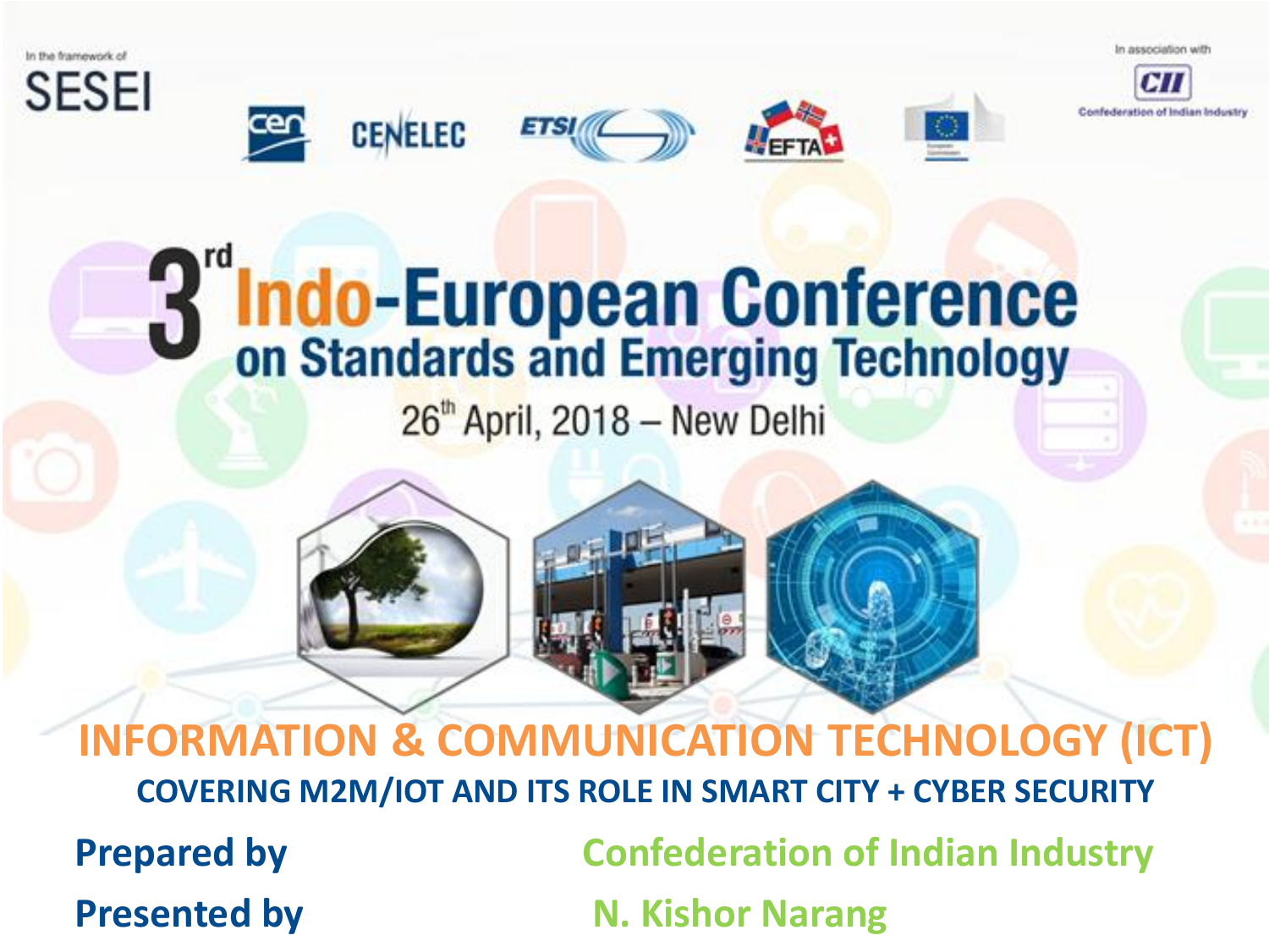In the framework of

SESEI

In association with CII Confederation of Indian Industry

# 3rd Indo-European Conference on Standards and Emerging Technology

26th April, 2018 – New Delhi

## INFORMATION & COMMUNICATION TECHNOLOGY (ICT)

### COVERING M2M/IOT AND ITS ROLE IN SMART CITY + CYBER SECURITY

**Prepared by** Confederation of Indian Industry

**Presented by** N. Kishor Narang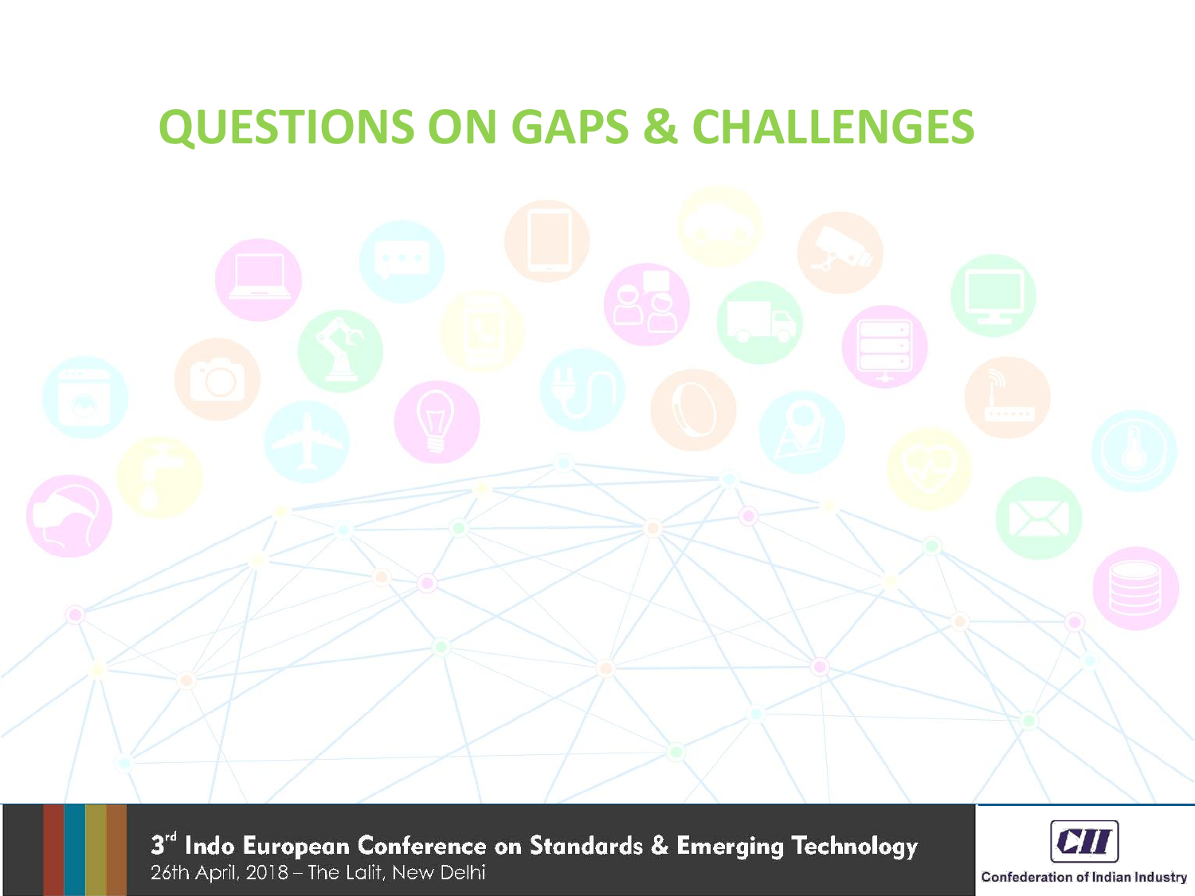# QUESTIONS ON GAPS & CHALLENGES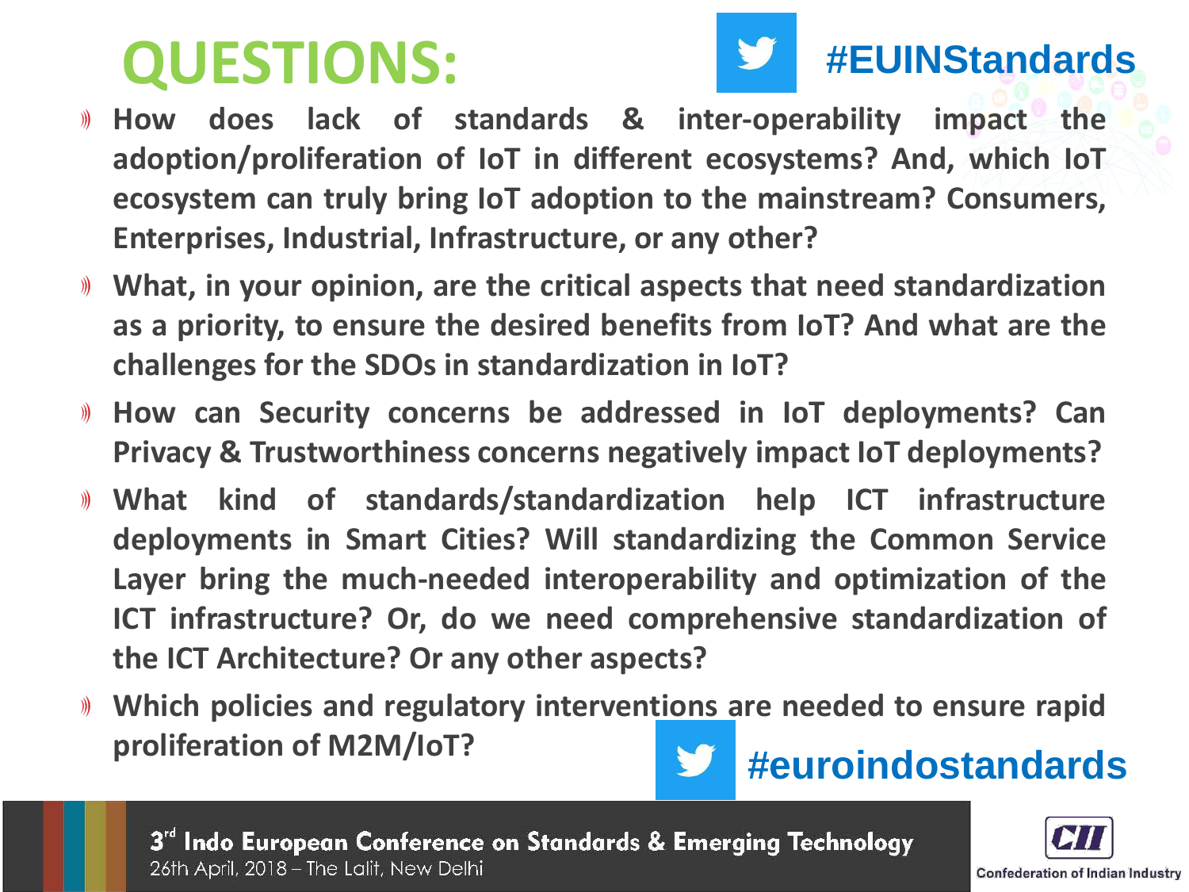# QUESTIONS:

#EUINStandards

- How does lack of standards & inter-operability impact the adoption/proliferation of IoT in different ecosystems? And, which IoT ecosystem can truly bring IoT adoption to the mainstream? Consumers, Enterprises, Industrial, Infrastructure, or any other?
- What, in your opinion, are the critical aspects that need standardization as a priority, to ensure the desired benefits from IoT? And what are the challenges for the SDOs in standardization in IoT?
- How can Security concerns be addressed in IoT deployments? Can Privacy & Trustworthiness concerns negatively impact IoT deployments?
- What kind of standards/standardization help ICT infrastructure deployments in Smart Cities? Will standardizing the Common Service Layer bring the much-needed interoperability and optimization of the ICT infrastructure? Or, do we need comprehensive standardization of the ICT Architecture? Or any other aspects?
- Which policies and regulatory interventions are needed to ensure rapid proliferation of M2M/IoT?

#euroindostandards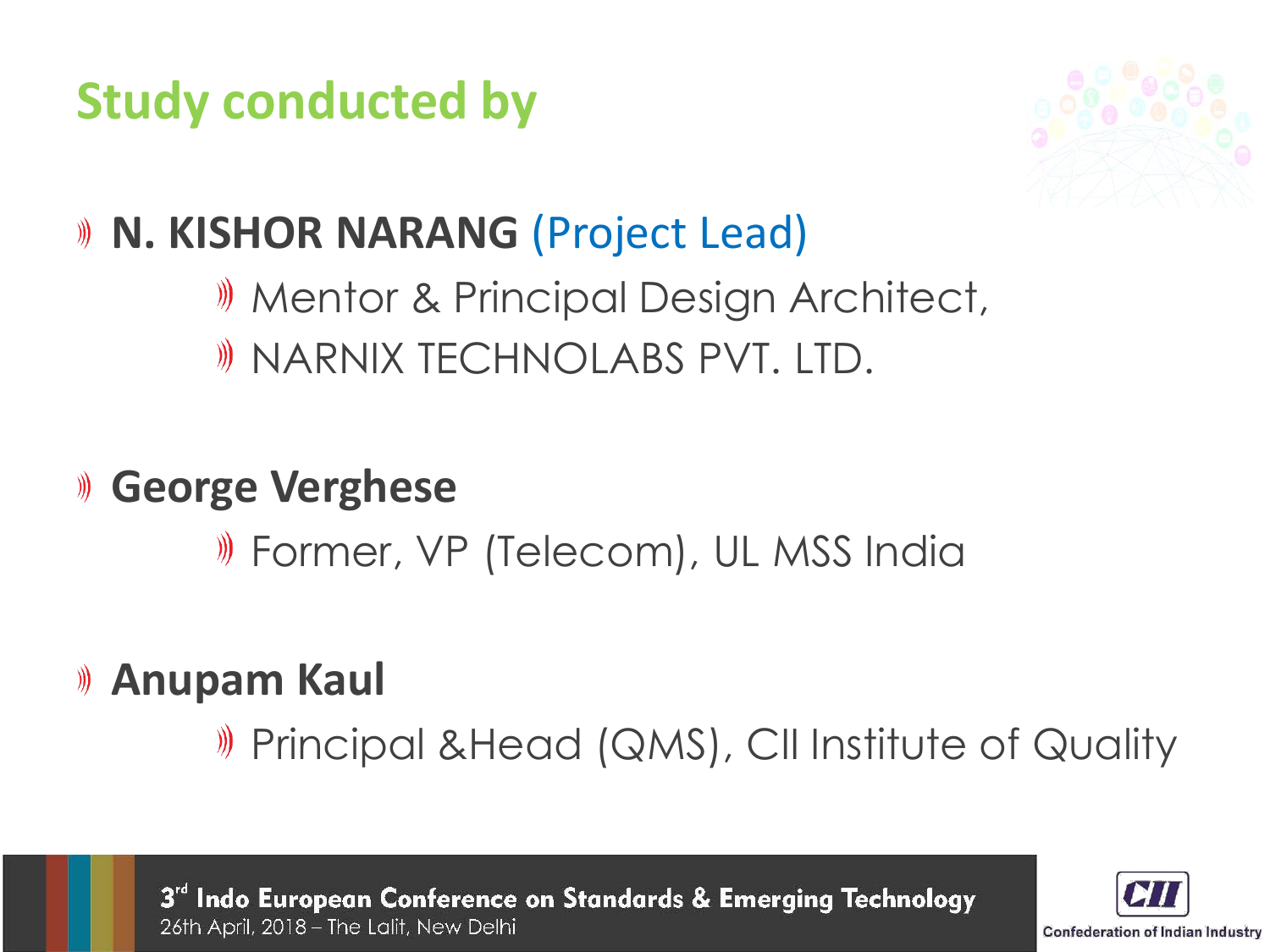# Study conducted by

- **N. KISHOR NARANG** (Project Lead)
  - Mentor & Principal Design Architect,
  - NARNIX TECHNOLABS PVT. LTD.

- **George Verghese**
  - Former, VP (Telecom), UL MSS India

- **Anupam Kaul**
  - Principal &Head (QMS), CII Institute of Quality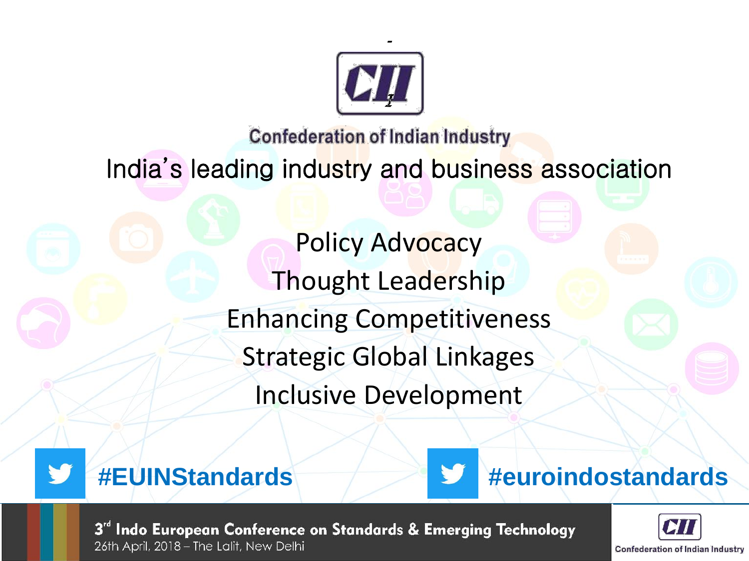Confederation of Indian Industry

India's leading industry and business association

Policy Advocacy

Thought Leadership

Enhancing Competitiveness

Strategic Global Linkages

Inclusive Development

#EUINStandards

#euroindostandards